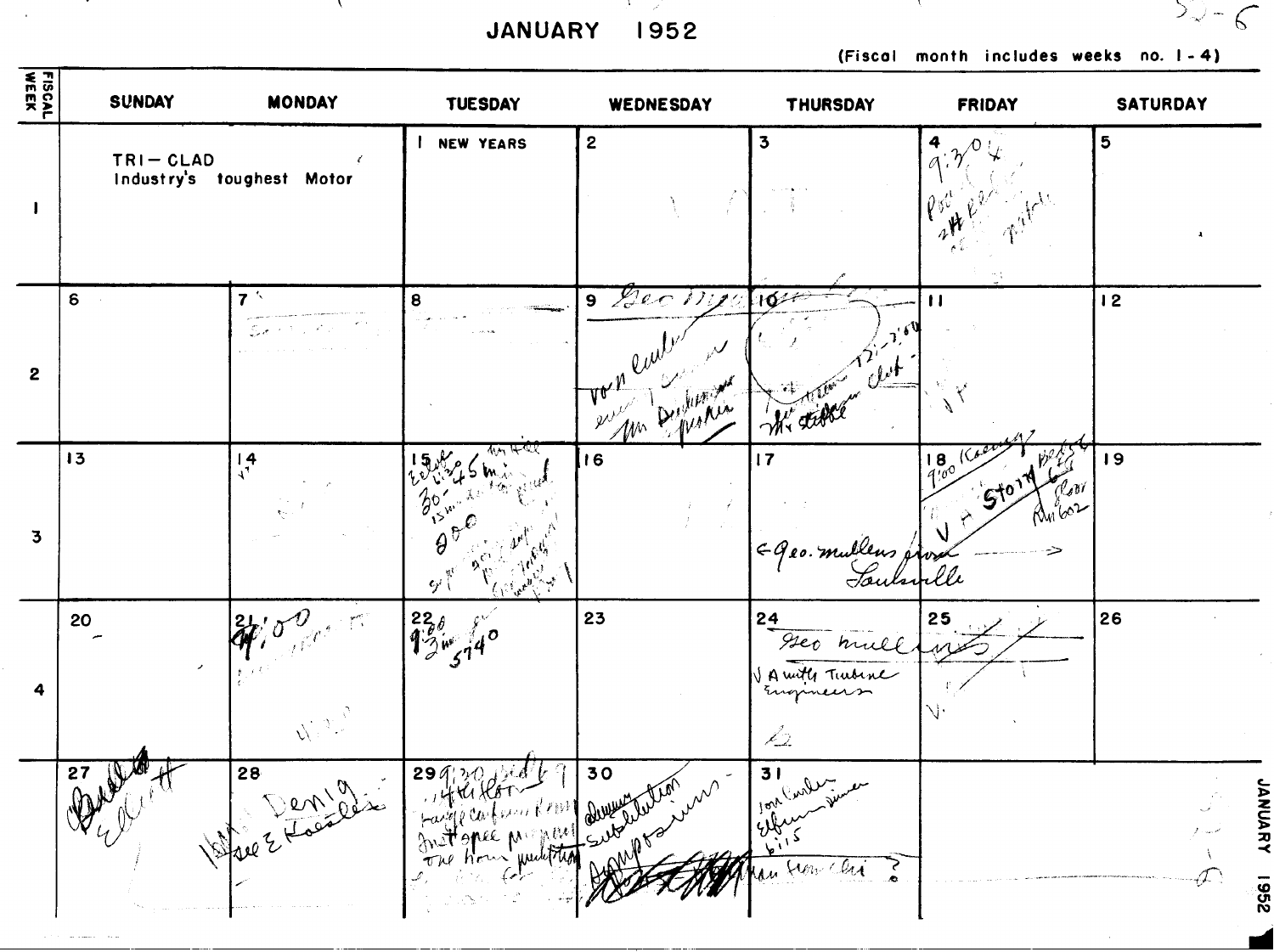# JANUARY 1952

(Fiscal month includes weeks no. 1-4)

| FISCAL WEEK | SUNDAY | MONDAY | TUESDAY | WEDNESDAY | THURSDAY | FRIDAY | SATURDAY |
|---|---|---|---|---|---|---|---|
| 1 | TRI-CLAD Industry's toughest Motor | | 1 NEW YEARS | 2 | 3 | 4 9:30 | 5 |
| 2 | 6 | 7 | 8 | 9 Geo | 10 | 11 | 12 |
| 3 | 13 | 14 | 15 30-45 min 900 | 16 | 17 Geo. mullens from Louisville | 18 9:00 V A Story Rm 602 | 19 |
| 4 | 20 | 21 9:00 | 22 9:00 3 min 5740 | 23 | 24 Geo mullins V A with Turbine Engineers | 25 | 26 |
| | 27 Elliott | 28 Denig see E Koestler | 29 9:30 | 30 Dinner Substitution symposium | 31 Van Curler Schenectady dinner 6:15 | | |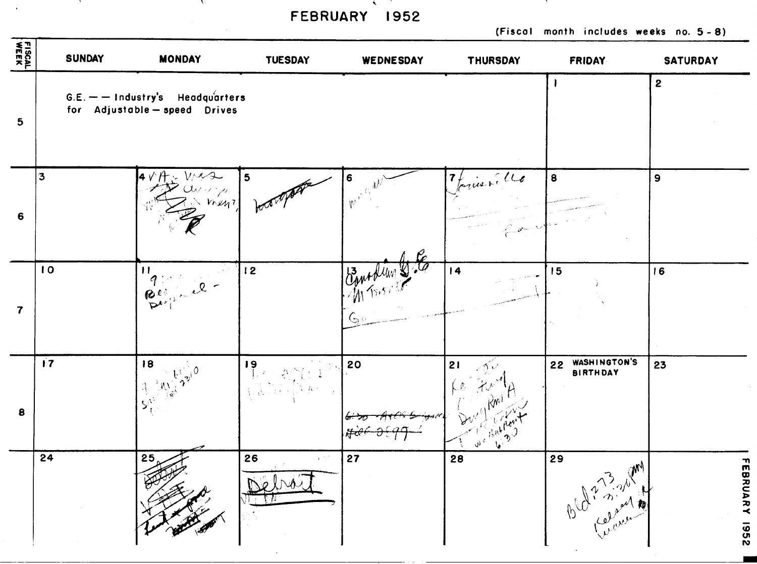# FEBRUARY 1952

(Fiscal month includes weeks no. 5 - 8)

| FISCAL WEEK | SUNDAY | MONDAY | TUESDAY | WEDNESDAY | THURSDAY | FRIDAY | SATURDAY |
|---|---|---|---|---|---|---|---|
| 5 | G.E. — — Industry's Headquarters for Adjustable — speed Drives | | | | | 1 | 2 |
| 6 | 3 | 4 | 5 | 6 | 7 Louisville | 8 | 9 |
| 7 | 10 | 11 | 12 | 13 | 14 | 15 | 16 |
| 8 | 17 | 18 | 19 | 20 | 21 | 22 WASHINGTON'S BIRTHDAY | 23 |
| | 24 | 25 | 26 Detroit | 27 | 28 | 29 Bld. 273 3:30 PM Kelsey | |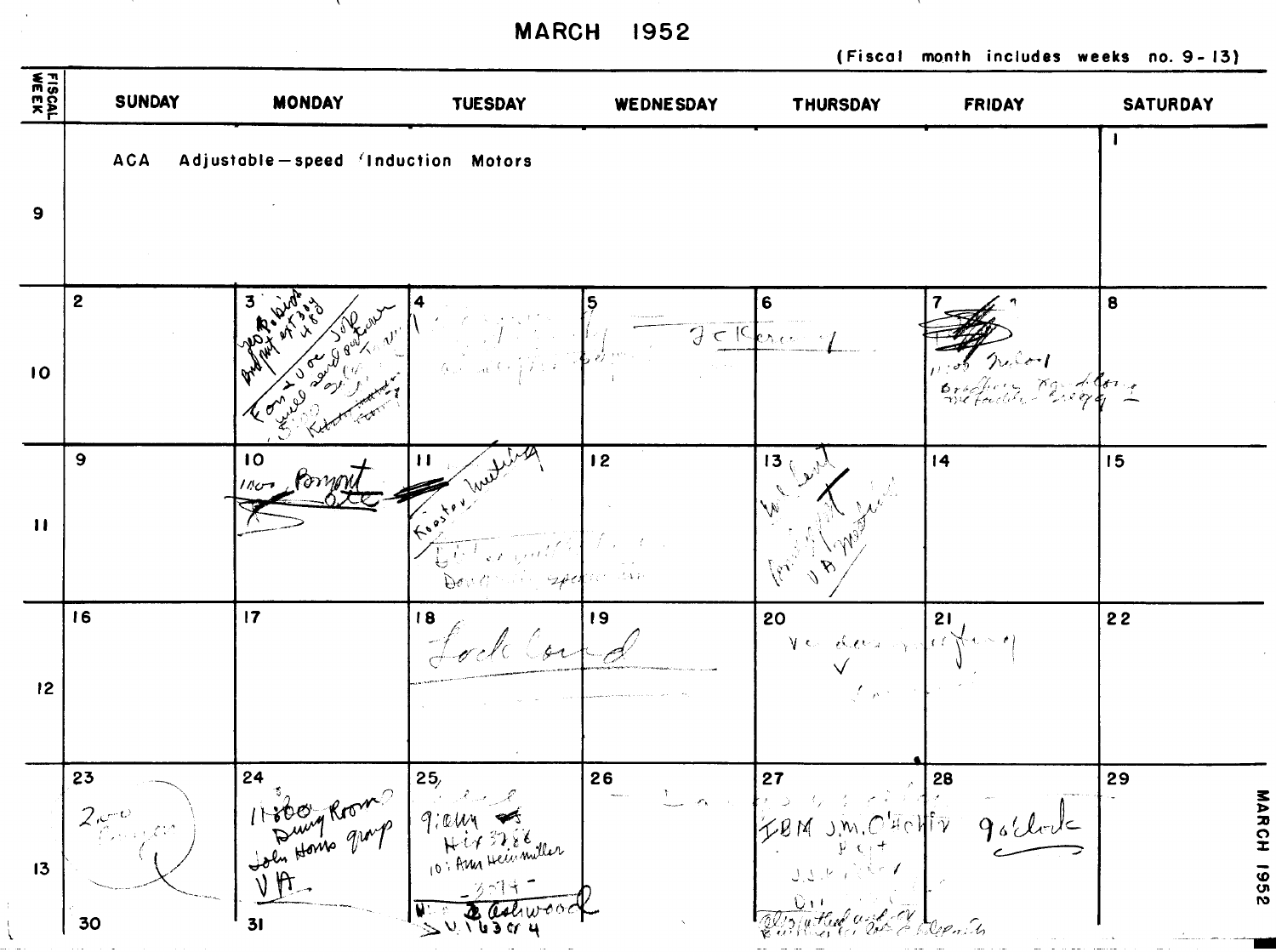# MARCH 1952

(Fiscal month includes weeks no. 9 - 13)

| FISCAL WEEK | SUNDAY | MONDAY | TUESDAY | WEDNESDAY | THURSDAY | FRIDAY | SATURDAY |
|---|---|---|---|---|---|---|---|
| 9 | ACA Adjustable-speed Induction Motors | | | | | | 1 |
| 10 | 2 | 3 | 4 | 5 | 6 | 7 11:00 | 8 |
| 11 | 9 | 10 11:00 | 11 Kooster Meeting | 12 | 13 VA | 14 | 15 |
| 12 | 16 | 17 | 18 | 19 | 20 | 21 | 22 |
| 13 | 23 | 24 11:00 Dining Room John Horns group VA | 25 9:00 10: Ann Heinmiller | 26 | 27 IBM J.M. | 28 9 o'clock | 29 |
| | 30 | 31 | | | | | |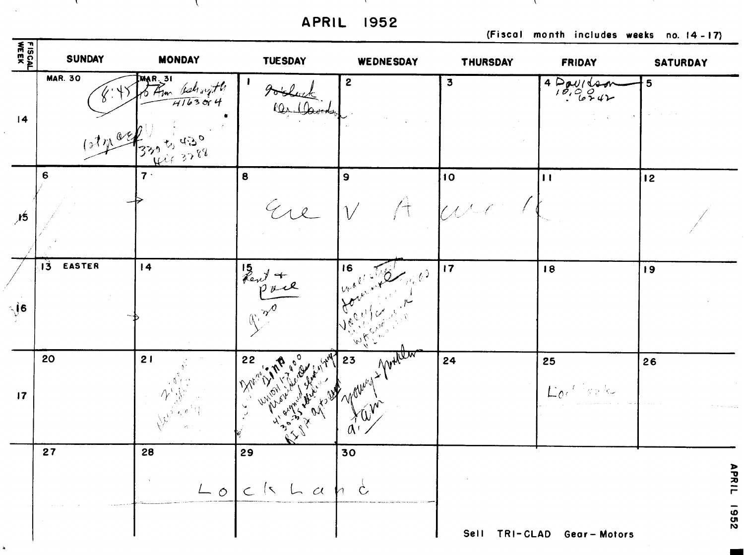# APRIL 1952

(Fiscal month includes weeks no. 14-17)

| FISCAL WEEK | SUNDAY | MONDAY | TUESDAY | WEDNESDAY | THURSDAY | FRIDAY | SATURDAY |
|---|---|---|---|---|---|---|---|
| 14 | MAR. 30 8:45 | MAR. 31 10 Am Ashington 4163 or 4 330 to 430 3788 | 1 9 o'clock Dr Davidson | 2 | 3 | 4 Davidson 10.00 6242 | 5 |
| 15 | 6 | 7 → | 8 Ere | 9 V | 10 A | 11 | 12 |
| 16 | 13 EASTER | 14 → | 15 Kent + Pace 9:30 | 16 | 17 | 18 | 19 |
| 17 | 20 | 21 | 22 Union 41 signed 30-35 | 23 Young + 9 am | 24 | 25 Lockland | 26 |
| | 27 | 28 Lockland | 29 | 30 | | | |

Sell TRI-CLAD Gear-Motors

APRIL 1952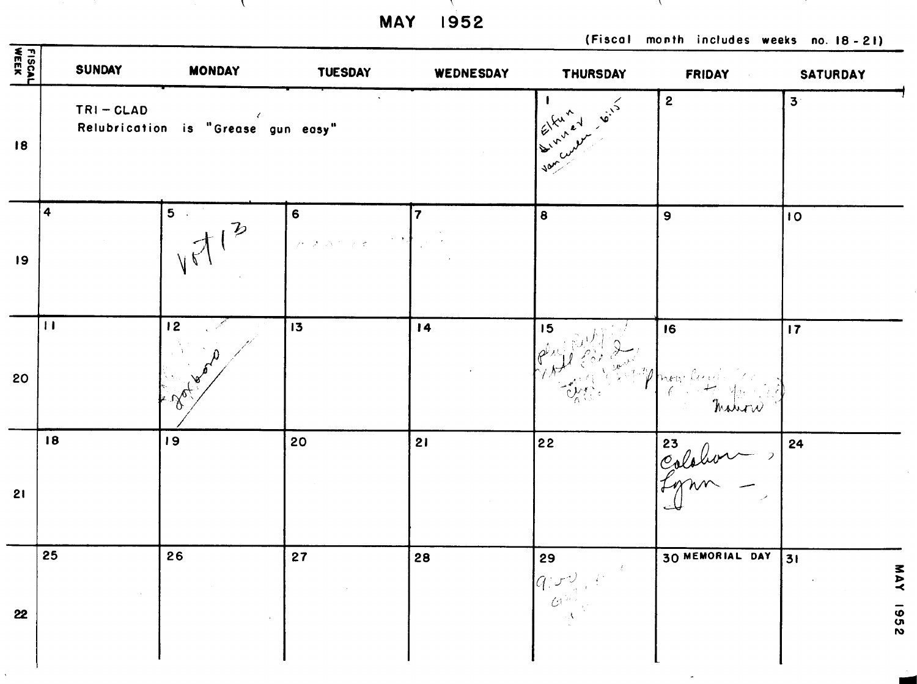# MAY 1952

(Fiscal month includes weeks no. 18 - 21)

| FISCAL WEEK | SUNDAY | MONDAY | TUESDAY | WEDNESDAY | THURSDAY | FRIDAY | SATURDAY |
|---|---|---|---|---|---|---|---|
| 18 | TRI - CLAD Relubrication is "Grease gun easy" | | | | 1 Elfun dinner Vancouver - 6:15 | 2 | 3 |
| 19 | 4 | 5 Vot 13 | 6 | 7 | 8 | 9 | 10 |
| 20 | 11 | 12 Foxboro | 13 | 14 | 15 | 16 Mahon | 17 |
| 21 | 18 | 19 | 20 | 21 | 22 | 23 Colahan Lynn | 24 |
| 22 | 25 | 26 | 27 | 28 | 29 9:00 | 30 MEMORIAL DAY | 31 |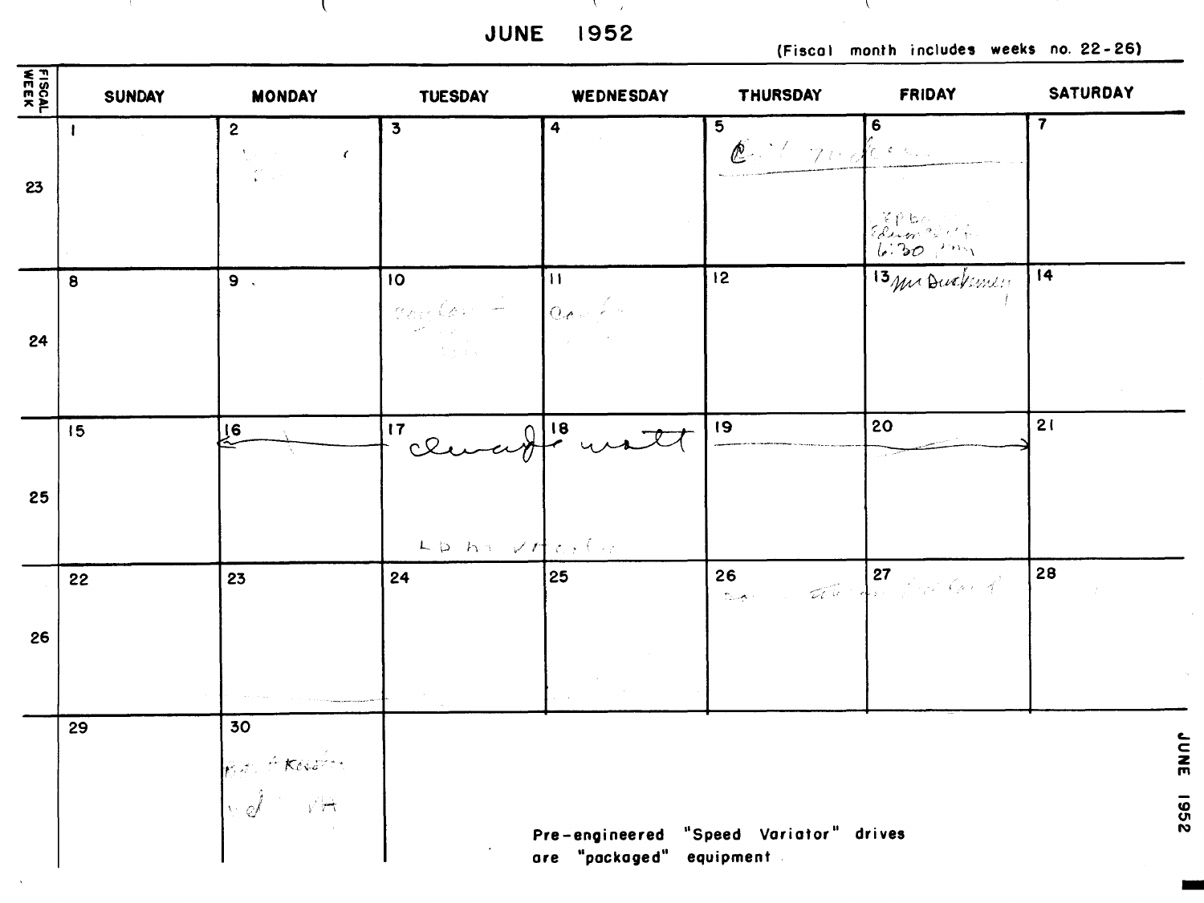# JUNE 1952

(Fiscal month includes weeks no. 22-26)

| FISCAL WEEK | SUNDAY | MONDAY | TUESDAY | WEDNESDAY | THURSDAY | FRIDAY | SATURDAY |
|---|---|---|---|---|---|---|---|
| 23 | 1 | 2 | 3 | 4 | 5 | 6 | 7 |
| 24 | 8 | 9 | 10 | 11 | 12 | 13 Mr Duckworth | 14 |
| 25 | 15 | 16 | 17 Edward Watt | 18 | 19 | 20 | 21 |
| 26 | 22 | 23 | 24 | 25 | 26 | 27 | 28 |
| | 29 | 30 | | | | | |

Pre-engineered "Speed Variator" drives are "packaged" equipment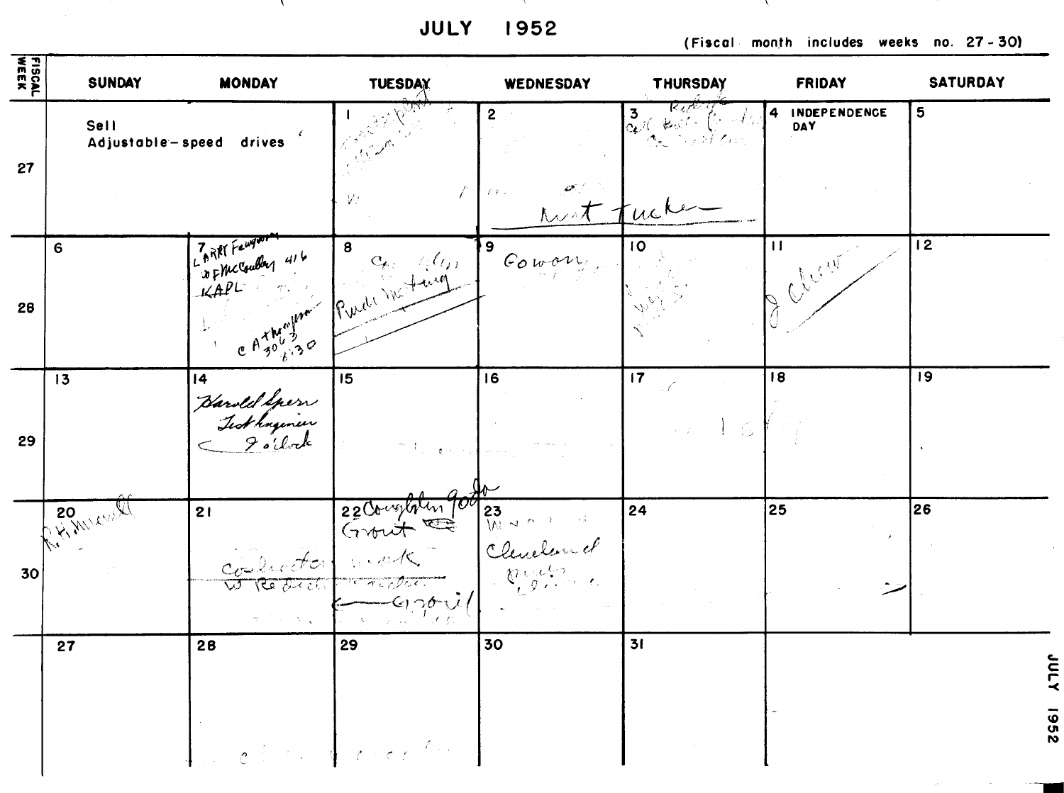# JULY 1952

(Fiscal month includes weeks no. 27-30)

| FISCAL WEEK | SUNDAY | MONDAY | TUESDAY | WEDNESDAY | THURSDAY | FRIDAY | SATURDAY |
|---|---|---|---|---|---|---|---|
| 27 | Sell Adjustable-speed drives | | 1 | 2 Mort Tucker | 3 | 4 INDEPENDENCE DAY | 5 |
| 28 | 6 | 7 LARRY Fenguson of McCoulley 416 KAPL C A Thompson 3063 6:30 | 8 Pundit Meeting | 9 Gowon | 10 | 11 J Chew | 12 |
| 29 | 13 | 14 Harold Spern Test Engineer 9 o'clock | 15 | 16 | 17 | 18 | 19 |
| 30 | 20 R.H. Maxwell | 21 Conductor work W Reed | 22 Coughlin 9:00 Grout April | 23 Cleveland | 24 | 25 | 26 |
| | 27 | 28 | 29 | 30 | 31 | | |

JULY 1952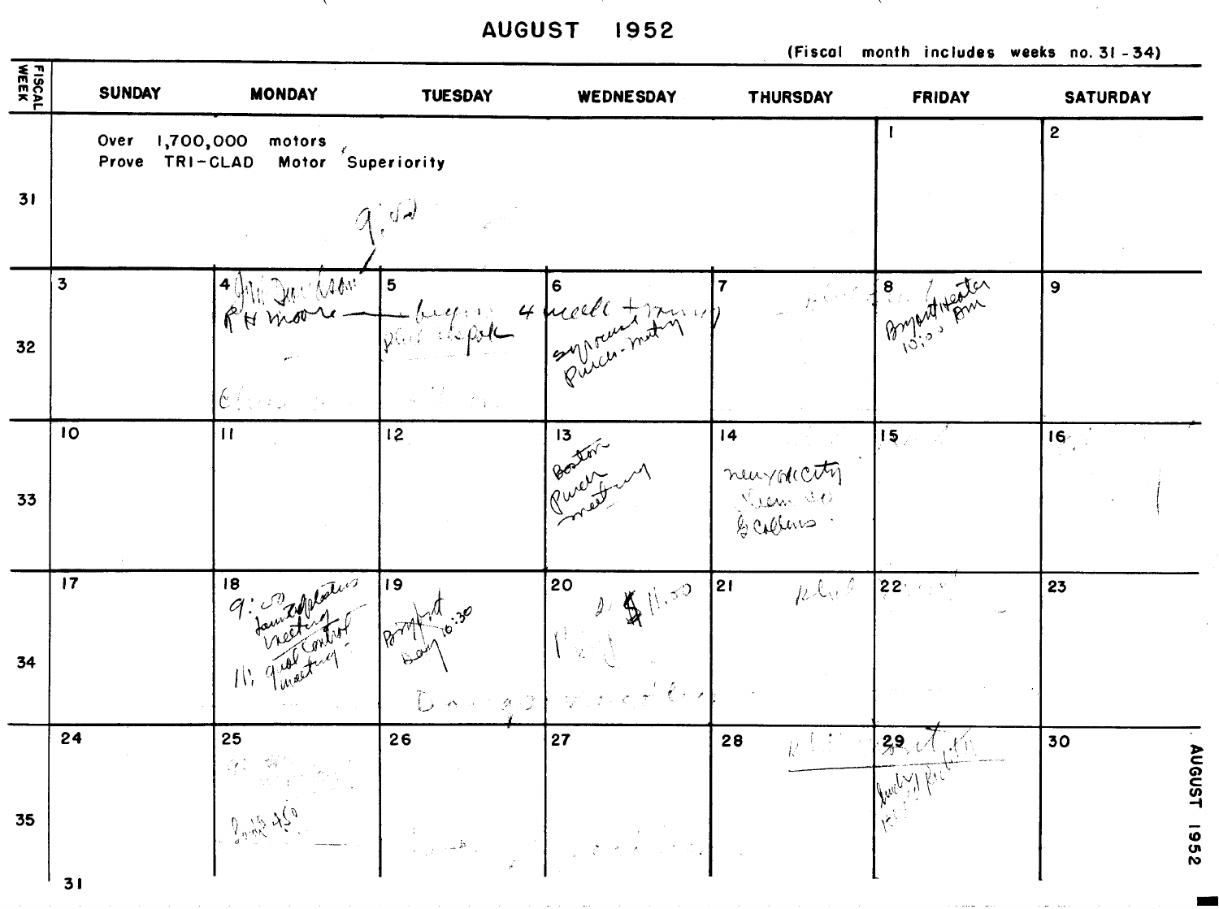# AUGUST 1952

(Fiscal month includes weeks no. 31 - 34)

| FISCAL WEEK | SUNDAY | MONDAY | TUESDAY | WEDNESDAY | THURSDAY | FRIDAY | SATURDAY |
|---|---|---|---|---|---|---|---|
| 31 | Over 1,700,000 motors Prove TRI-CLAD Motor Superiority 9:00 | | | | | 1 | 2 |
| 32 | 3 | 4 R H Moore | 5 | 6 | 7 | 8 Bryant Heater 10:00 AM | 9 |
| 33 | 10 | 11 | 12 | 13 Boston Purch meeting | 14 New York City G Collins | 15 | 16 |
| 34 | 17 | 18 9:00 meeting 11: qual control meeting | 19 Bryant Day 10:30 | 20 $11.50 | 21 | 22 | 23 |
| 35 | 24 | 25 | 26 | 27 | 28 | 29 | 30 |
| | 31 | | | | | | |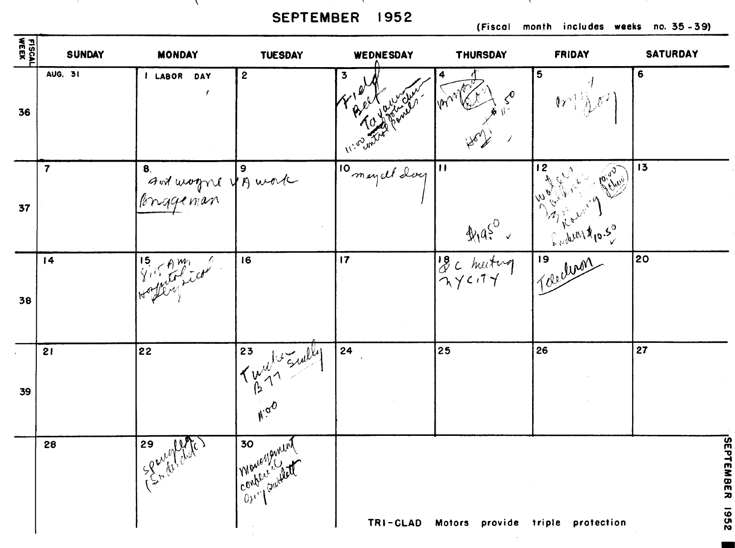# SEPTEMBER 1952

(Fiscal month includes weeks no. 35 - 39)

| FISCAL WEEK | SUNDAY | MONDAY | TUESDAY | WEDNESDAY | THURSDAY | FRIDAY | SATURDAY |
|---|---|---|---|---|---|---|---|
| 36 | AUG. 31 | 1 LABOR DAY | 2 | 3 Field Beef Tavanna 11:00 John cher control panels | 4 Bryant Day Hoyt $11.50 | 5 Bryant Day | 6 |
| 37 | 7 | 8. Fort Wayne VA work Bruggeman | 9 | 10 meyell day | 11 $19.50 ✓ | 12 Waters Zollner Koenig 10:00 Schew Ludwig $10.50 ✓ | 13 |
| 38 | 14 | 15 9:15 AM Hospital physical | 16 | 17 | 18 PC meeting NY City | 19 Tdedman | 20 |
| 39 | 21 | 22 | 23 Tucker Sully B77 11:00 | 24 | 25 | 26 | 27 |
| | 28 | 29 Spengler (Schenectady) | 30 Management conference Guy Bartlett | | | | |

TRI-CLAD Motors provide triple protection

SEPTEMBER 1952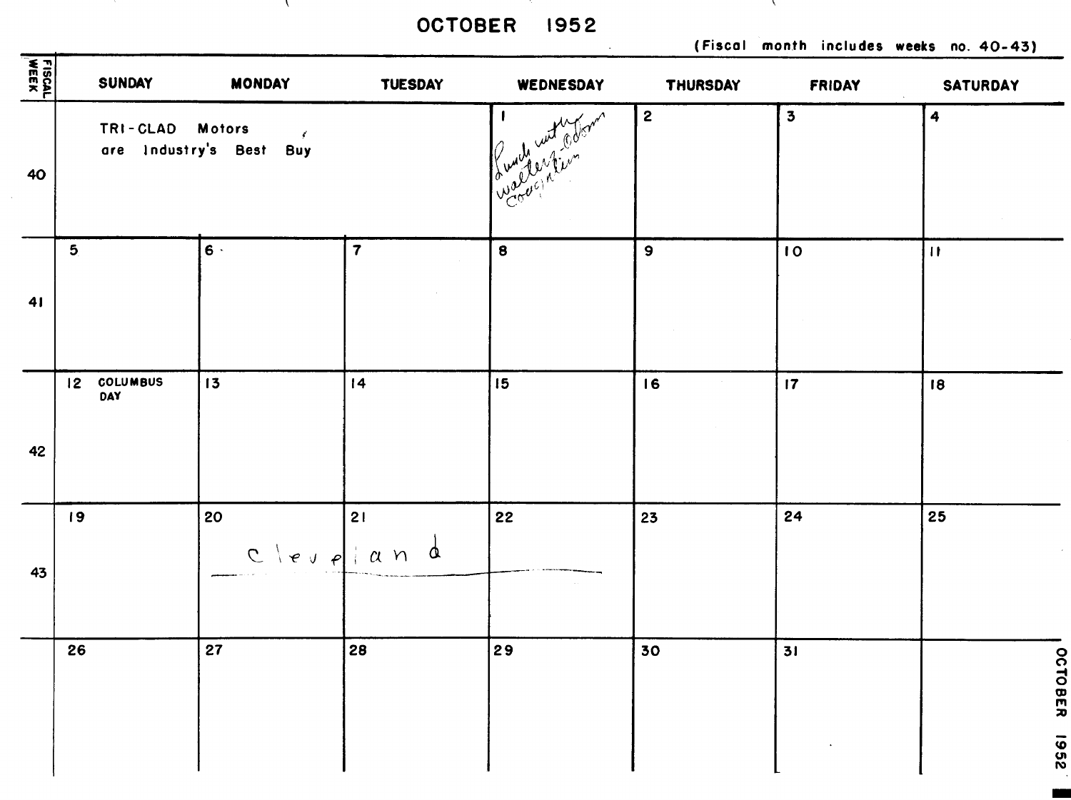# OCTOBER 1952

(Fiscal month includes weeks no. 40-43)

| FISCAL WEEK | SUNDAY | MONDAY | TUESDAY | WEDNESDAY | THURSDAY | FRIDAY | SATURDAY |
|---|---|---|---|---|---|---|---|
| 40 | TRI-CLAD Motors are Industry's Best Buy | | | 1 Lunch with Walter - Odom Cousin | 2 | 3 | 4 |
| 41 | 5 | 6 | 7 | 8 | 9 | 10 | 11 |
| 42 | 12 COLUMBUS DAY | 13 | 14 | 15 | 16 | 17 | 18 |
| 43 | 19 | 20 Cleveland | 21 | 22 | 23 | 24 | 25 |
| | 26 | 27 | 28 | 29 | 30 | 31 | |

OCTOBER 1952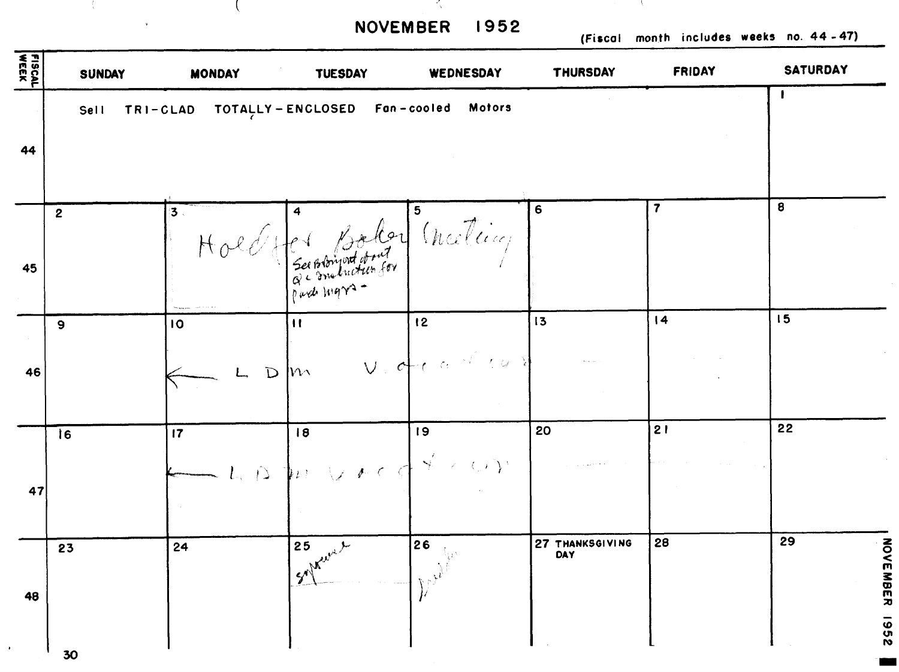# NOVEMBER 1952

(Fiscal month includes weeks no. 44 - 47)

| FISCAL WEEK | SUNDAY | MONDAY | TUESDAY | WEDNESDAY | THURSDAY | FRIDAY | SATURDAY |
|---|---|---|---|---|---|---|---|
| 44 | Sell TRI-CLAD TOTALLY-ENCLOSED Fan-cooled Motors | | | | | | 1 |
| 45 | 2 | 3 Holdter | 4 Baker — See Blomquist about Q.C. instruction for prod. mgrs. | 5 meeting | 6 | 7 | 8 |
| 46 | 9 | 10 ← L. D. | 11 M. | 12 Vacation | 13 | 14 | 15 |
| 47 | 16 | 17 ← L. D. | 18 M. | 19 Vacation | 20 | 21 | 22 |
| 48 | 23 | 24 | 25 Syracuse | 26 Buffalo | 27 THANKSGIVING DAY | 28 | 29 |
| | 30 | | | | | | |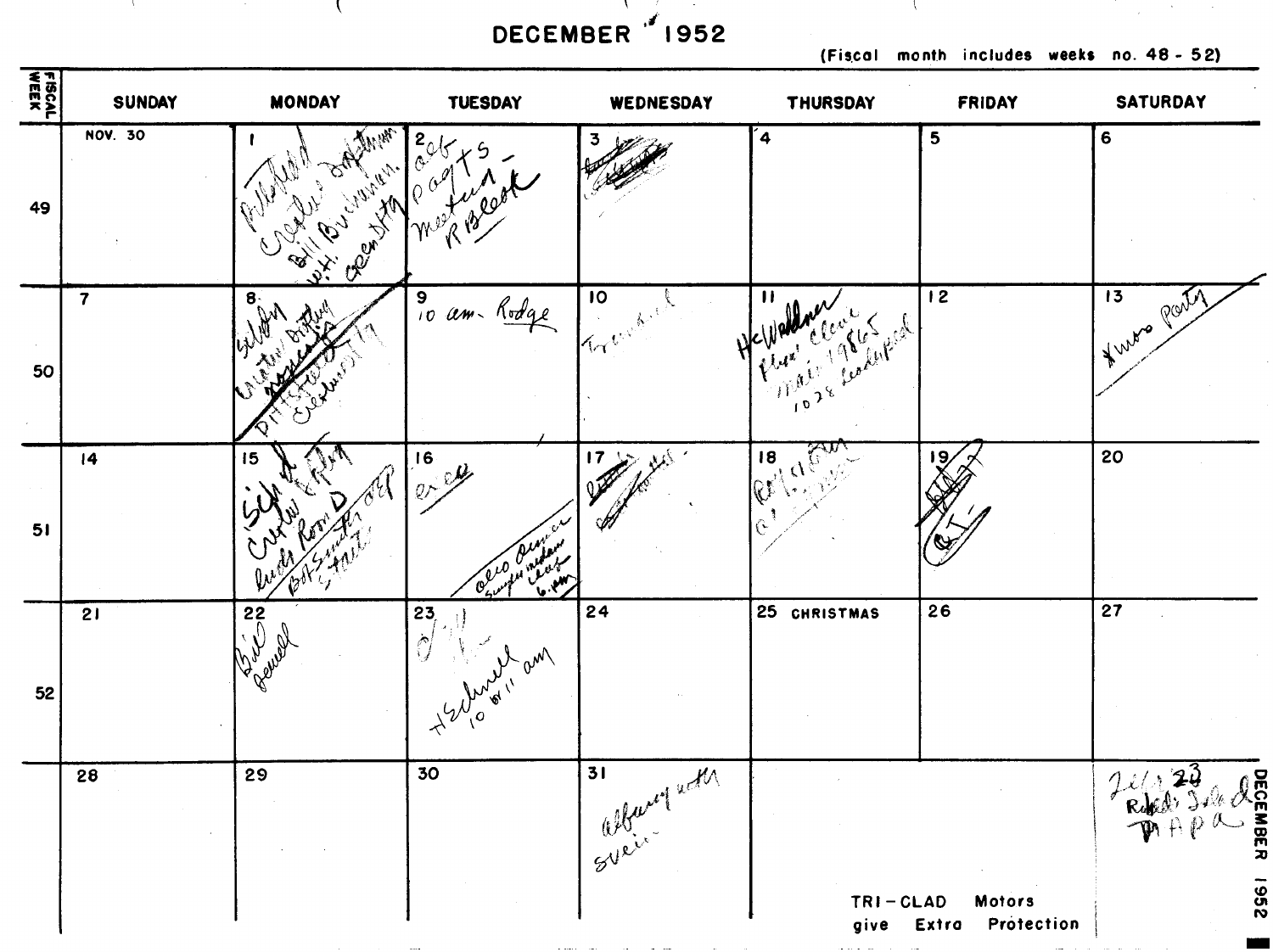# DECEMBER 1952

(Fiscal month includes weeks no. 48 - 52)

| FISCAL WEEK | SUNDAY | MONDAY | TUESDAY | WEDNESDAY | THURSDAY | FRIDAY | SATURDAY |
|---|---|---|---|---|---|---|---|
| 49 | NOV. 30 | 1 Pittsfield Crystal Display Bill Buchanan W.H. Green Display | 2 all pagts - meeting RBlock | 3 ~~lunch~~ | 4 | 5 | 6 |
| 50 | 7 | 8 Schy Crestow Display ~~meeting~~ DH Steel Creston | 9 10 am. Rodge | 10 Trenhal | 11 HcWallner Place Clinic Main 19865 1028 Leadapool | 12 | 13 Xmas Party |
| 51 | 14 | 15 Schy Crestow Display lunch Room D Bob Snider Dep. 3 Fruits | 16 exec Oleo Dinner Summerindam Leaf 6 pm | 17 ~~lunch~~ | 18 Rotary at | 19 ~~lunch~~ R.T. | 20 |
| 52 | 21 | 22 Bill Jewell | 23 HEdwell 10 or 11 am | 24 | 25 CHRISTMAS | 26 | 27 |
| | 28 | 29 | 30 | 31 Albany with Svein | | | Feb 23 Rabbit Island PAPA |

TRI-CLAD Motors give Extra Protection

DECEMBER 1952